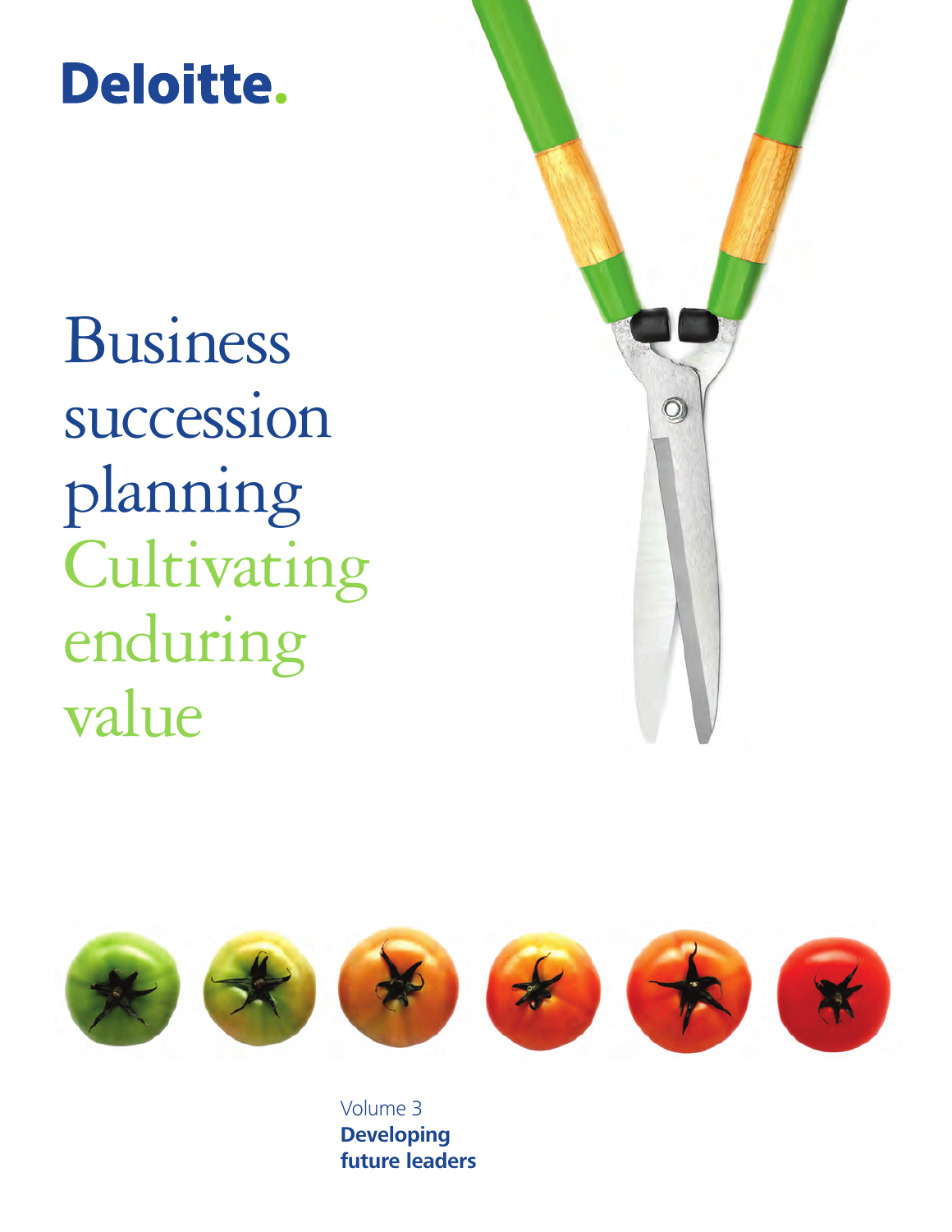Deloitte.

# Business succession planning Cultivating enduring value

Volume 3
**Developing future leaders**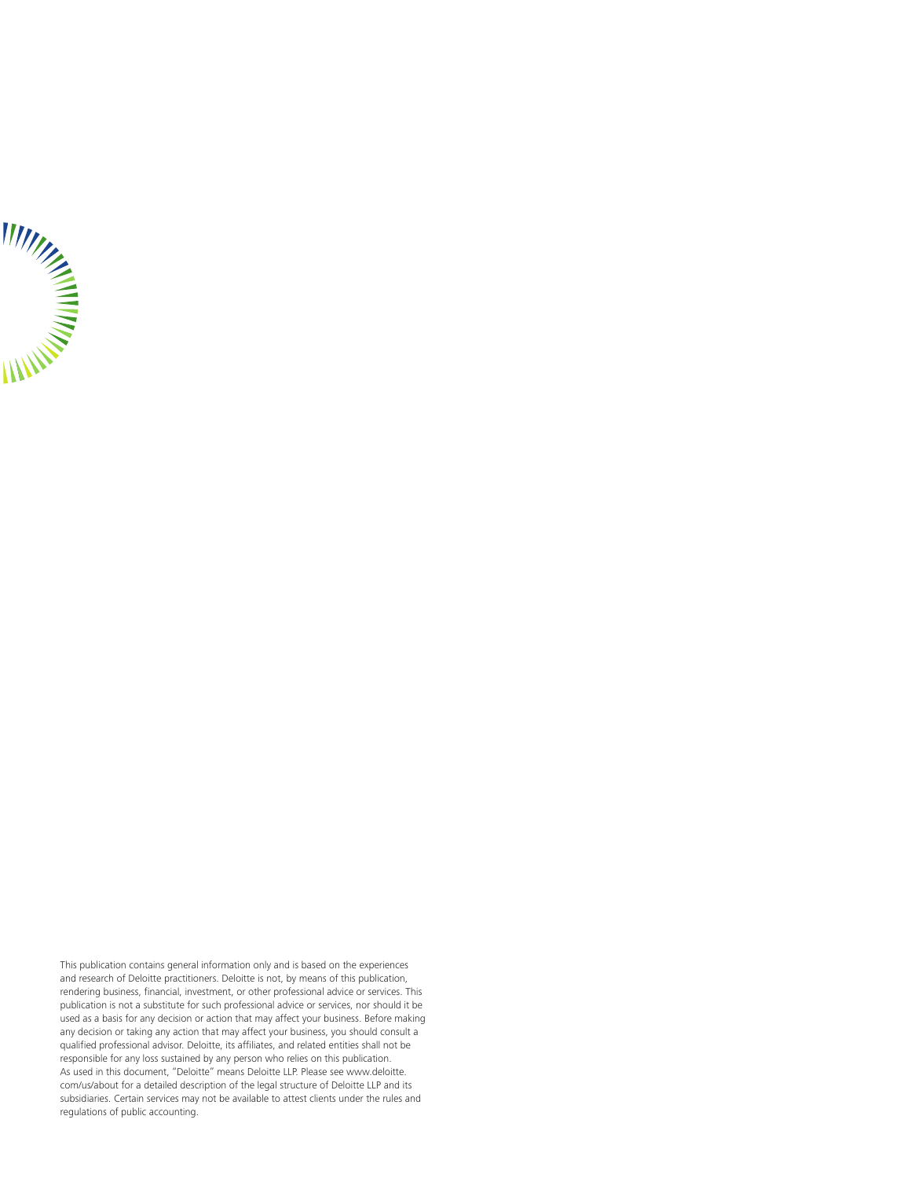This publication contains general information only and is based on the experiences and research of Deloitte practitioners. Deloitte is not, by means of this publication, rendering business, financial, investment, or other professional advice or services. This publication is not a substitute for such professional advice or services, nor should it be used as a basis for any decision or action that may affect your business. Before making any decision or taking any action that may affect your business, you should consult a qualified professional advisor. Deloitte, its affiliates, and related entities shall not be responsible for any loss sustained by any person who relies on this publication.

As used in this document, "Deloitte" means Deloitte LLP. Please see www.deloitte.com/us/about for a detailed description of the legal structure of Deloitte LLP and its subsidiaries. Certain services may not be available to attest clients under the rules and regulations of public accounting.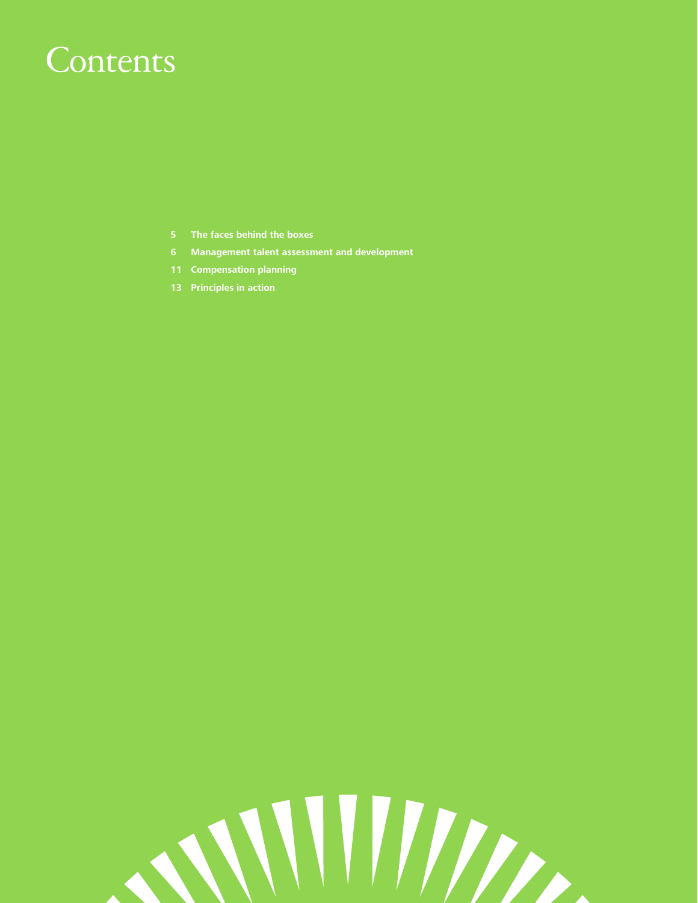# Contents

5 The faces behind the boxes

6 Management talent assessment and development

11 Compensation planning

13 Principles in action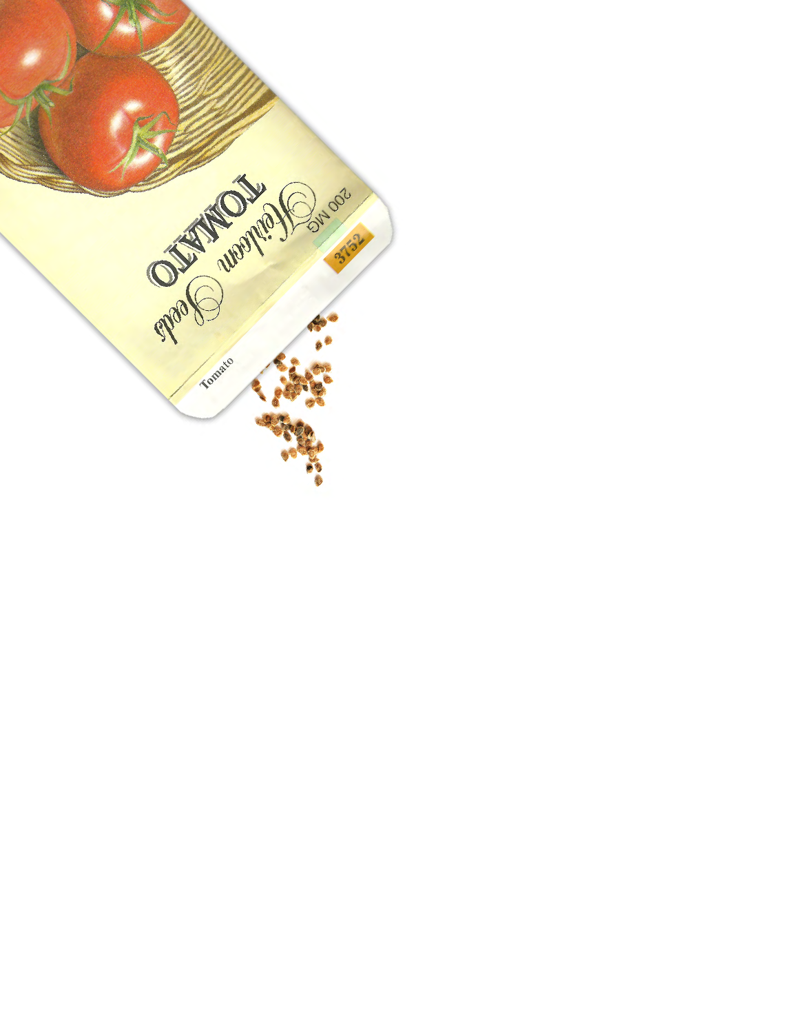Heirloom Seeds

TOMATO

200 MG

3752

Tomato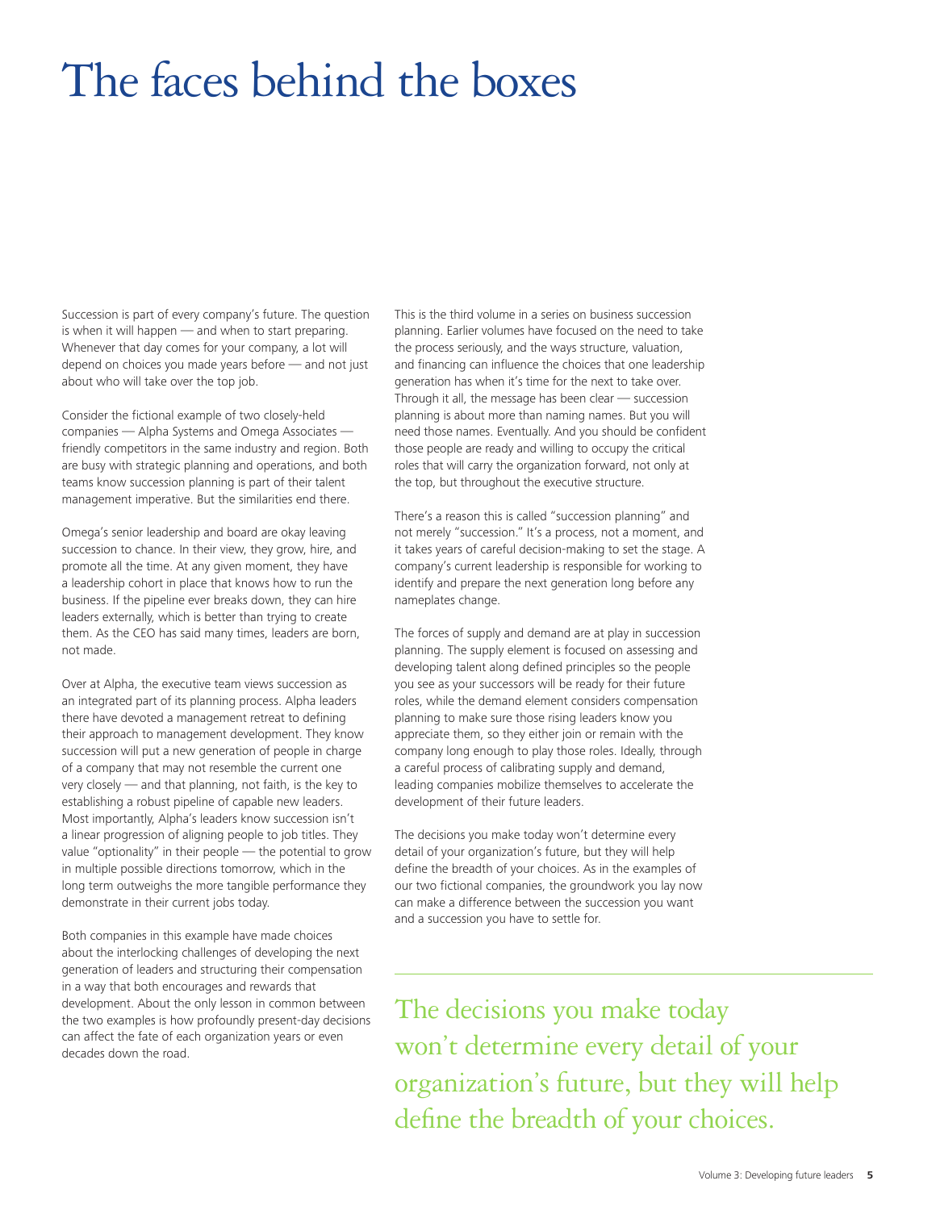# The faces behind the boxes

Succession is part of every company's future. The question is when it will happen — and when to start preparing. Whenever that day comes for your company, a lot will depend on choices you made years before — and not just about who will take over the top job.

Consider the fictional example of two closely-held companies — Alpha Systems and Omega Associates — friendly competitors in the same industry and region. Both are busy with strategic planning and operations, and both teams know succession planning is part of their talent management imperative. But the similarities end there.

Omega's senior leadership and board are okay leaving succession to chance. In their view, they grow, hire, and promote all the time. At any given moment, they have a leadership cohort in place that knows how to run the business. If the pipeline ever breaks down, they can hire leaders externally, which is better than trying to create them. As the CEO has said many times, leaders are born, not made.

Over at Alpha, the executive team views succession as an integrated part of its planning process. Alpha leaders there have devoted a management retreat to defining their approach to management development. They know succession will put a new generation of people in charge of a company that may not resemble the current one very closely — and that planning, not faith, is the key to establishing a robust pipeline of capable new leaders. Most importantly, Alpha's leaders know succession isn't a linear progression of aligning people to job titles. They value "optionality" in their people — the potential to grow in multiple possible directions tomorrow, which in the long term outweighs the more tangible performance they demonstrate in their current jobs today.

Both companies in this example have made choices about the interlocking challenges of developing the next generation of leaders and structuring their compensation in a way that both encourages and rewards that development. About the only lesson in common between the two examples is how profoundly present-day decisions can affect the fate of each organization years or even decades down the road.

This is the third volume in a series on business succession planning. Earlier volumes have focused on the need to take the process seriously, and the ways structure, valuation, and financing can influence the choices that one leadership generation has when it's time for the next to take over. Through it all, the message has been clear — succession planning is about more than naming names. But you will need those names. Eventually. And you should be confident those people are ready and willing to occupy the critical roles that will carry the organization forward, not only at the top, but throughout the executive structure.

There's a reason this is called "succession planning" and not merely "succession." It's a process, not a moment, and it takes years of careful decision-making to set the stage. A company's current leadership is responsible for working to identify and prepare the next generation long before any nameplates change.

The forces of supply and demand are at play in succession planning. The supply element is focused on assessing and developing talent along defined principles so the people you see as your successors will be ready for their future roles, while the demand element considers compensation planning to make sure those rising leaders know you appreciate them, so they either join or remain with the company long enough to play those roles. Ideally, through a careful process of calibrating supply and demand, leading companies mobilize themselves to accelerate the development of their future leaders.

The decisions you make today won't determine every detail of your organization's future, but they will help define the breadth of your choices. As in the examples of our two fictional companies, the groundwork you lay now can make a difference between the succession you want and a succession you have to settle for.

> The decisions you make today won't determine every detail of your organization's future, but they will help define the breadth of your choices.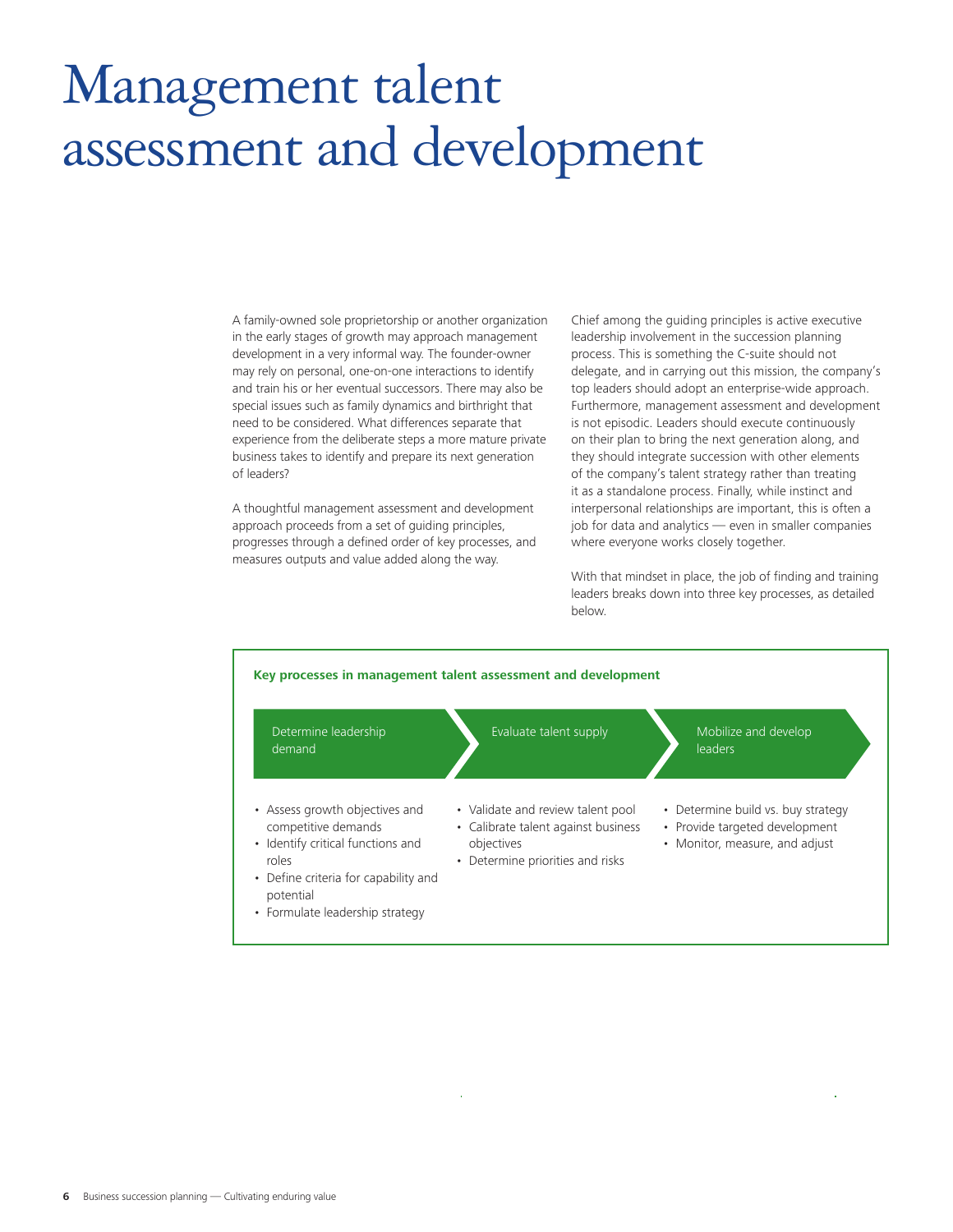# Management talent assessment and development

A family-owned sole proprietorship or another organization in the early stages of growth may approach management development in a very informal way. The founder-owner may rely on personal, one-on-one interactions to identify and train his or her eventual successors. There may also be special issues such as family dynamics and birthright that need to be considered. What differences separate that experience from the deliberate steps a more mature private business takes to identify and prepare its next generation of leaders?

A thoughtful management assessment and development approach proceeds from a set of guiding principles, progresses through a defined order of key processes, and measures outputs and value added along the way.

Chief among the guiding principles is active executive leadership involvement in the succession planning process. This is something the C-suite should not delegate, and in carrying out this mission, the company's top leaders should adopt an enterprise-wide approach. Furthermore, management assessment and development is not episodic. Leaders should execute continuously on their plan to bring the next generation along, and they should integrate succession with other elements of the company's talent strategy rather than treating it as a standalone process. Finally, while instinct and interpersonal relationships are important, this is often a job for data and analytics — even in smaller companies where everyone works closely together.

With that mindset in place, the job of finding and training leaders breaks down into three key processes, as detailed below.

**Key processes in management talent assessment and development**

| Determine leadership demand | Evaluate talent supply | Mobilize and develop leaders |
| --- | --- | --- |
| • Assess growth objectives and competitive demands<br>• Identify critical functions and roles<br>• Define criteria for capability and potential<br>• Formulate leadership strategy | • Validate and review talent pool<br>• Calibrate talent against business objectives<br>• Determine priorities and risks | • Determine build vs. buy strategy<br>• Provide targeted development<br>• Monitor, measure, and adjust |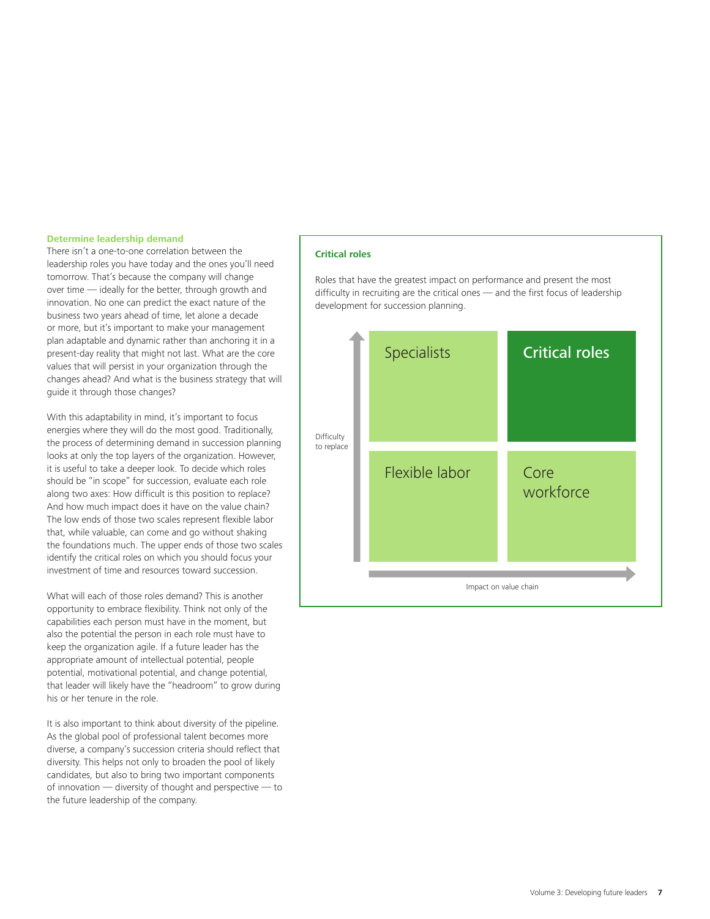## Determine leadership demand

There isn't a one-to-one correlation between the leadership roles you have today and the ones you'll need tomorrow. That's because the company will change over time — ideally for the better, through growth and innovation. No one can predict the exact nature of the business two years ahead of time, let alone a decade or more, but it's important to make your management plan adaptable and dynamic rather than anchoring it in a present-day reality that might not last. What are the core values that will persist in your organization through the changes ahead? And what is the business strategy that will guide it through those changes?

With this adaptability in mind, it's important to focus energies where they will do the most good. Traditionally, the process of determining demand in succession planning looks at only the top layers of the organization. However, it is useful to take a deeper look. To decide which roles should be "in scope" for succession, evaluate each role along two axes: How difficult is this position to replace? And how much impact does it have on the value chain? The low ends of those two scales represent flexible labor that, while valuable, can come and go without shaking the foundations much. The upper ends of those two scales identify the critical roles on which you should focus your investment of time and resources toward succession.

What will each of those roles demand? This is another opportunity to embrace flexibility. Think not only of the capabilities each person must have in the moment, but also the potential the person in each role must have to keep the organization agile. If a future leader has the appropriate amount of intellectual potential, people potential, motivational potential, and change potential, that leader will likely have the "headroom" to grow during his or her tenure in the role.

It is also important to think about diversity of the pipeline. As the global pool of professional talent becomes more diverse, a company's succession criteria should reflect that diversity. This helps not only to broaden the pool of likely candidates, but also to bring two important components of innovation — diversity of thought and perspective — to the future leadership of the company.

### Critical roles

Roles that have the greatest impact on performance and present the most difficulty in recruiting are the critical ones — and the first focus of leadership development for succession planning.

| Difficulty to replace ↑ | Low impact on value chain | High impact on value chain |
|---|---|---|
| High | Specialists | Critical roles |
| Low | Flexible labor | Core workforce |

Impact on value chain →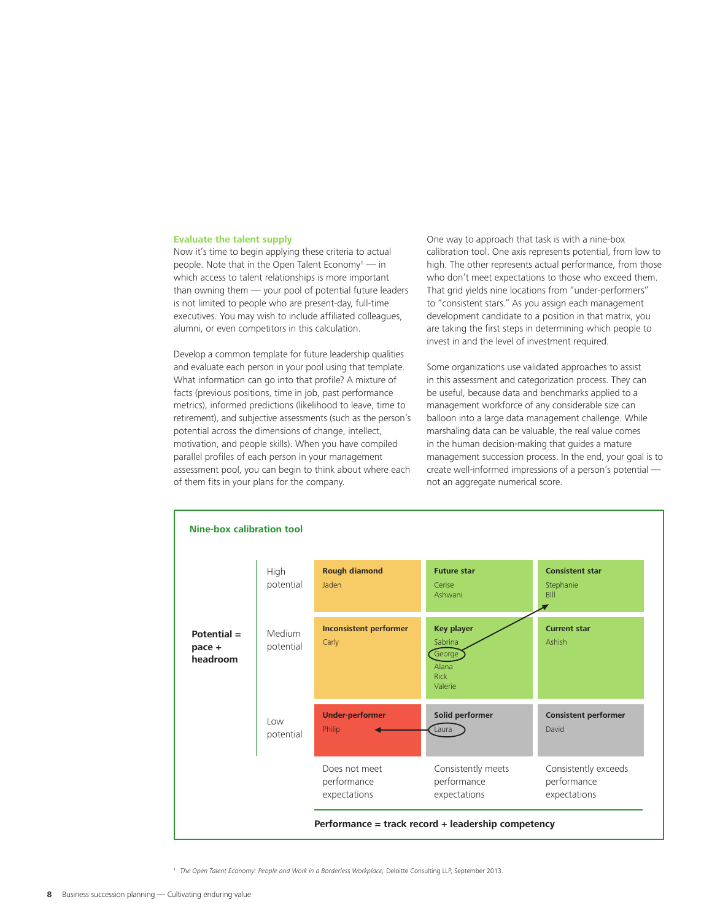### Evaluate the talent supply

Now it's time to begin applying these criteria to actual people. Note that in the Open Talent Economy[1] — in which access to talent relationships is more important than owning them — your pool of potential future leaders is not limited to people who are present-day, full-time executives. You may wish to include affiliated colleagues, alumni, or even competitors in this calculation.

Develop a common template for future leadership qualities and evaluate each person in your pool using that template. What information can go into that profile? A mixture of facts (previous positions, time in job, past performance metrics), informed predictions (likelihood to leave, time to retirement), and subjective assessments (such as the person's potential across the dimensions of change, intellect, motivation, and people skills). When you have compiled parallel profiles of each person in your management assessment pool, you can begin to think about where each of them fits in your plans for the company.

One way to approach that task is with a nine-box calibration tool. One axis represents potential, from low to high. The other represents actual performance, from those who don't meet expectations to those who exceed them. That grid yields nine locations from "under-performers" to "consistent stars." As you assign each management development candidate to a position in that matrix, you are taking the first steps in determining which people to invest in and the level of investment required.

Some organizations use validated approaches to assist in this assessment and categorization process. They can be useful, because data and benchmarks applied to a management workforce of any considerable size can balloon into a large data management challenge. While marshaling data can be valuable, the real value comes in the human decision-making that guides a mature management succession process. In the end, your goal is to create well-informed impressions of a person's potential — not an aggregate numerical score.

**Nine-box calibration tool**

| Potential = pace + headroom | Does not meet performance expectations | Consistently meets performance expectations | Consistently exceeds performance expectations |
|---|---|---|---|
| High potential | **Rough diamond**<br>Jaden | **Future star**<br>Cerise<br>Ashwani | **Consistent star**<br>Stephanie<br>Bill |
| Medium potential | **Inconsistent performer**<br>Carly | **Key player**<br>Sabrina<br>George<br>Alana<br>Rick<br>Valerie | **Current star**<br>Ashish |
| Low potential | **Under-performer**<br>Philip | **Solid performer**<br>Laura | **Consistent performer**<br>David |

**Performance = track record + leadership competency**

(George → Consistent star; Laura → Under-performer)

[1] *The Open Talent Economy: People and Work in a Borderless Workplace,* Deloitte Consulting LLP, September 2013.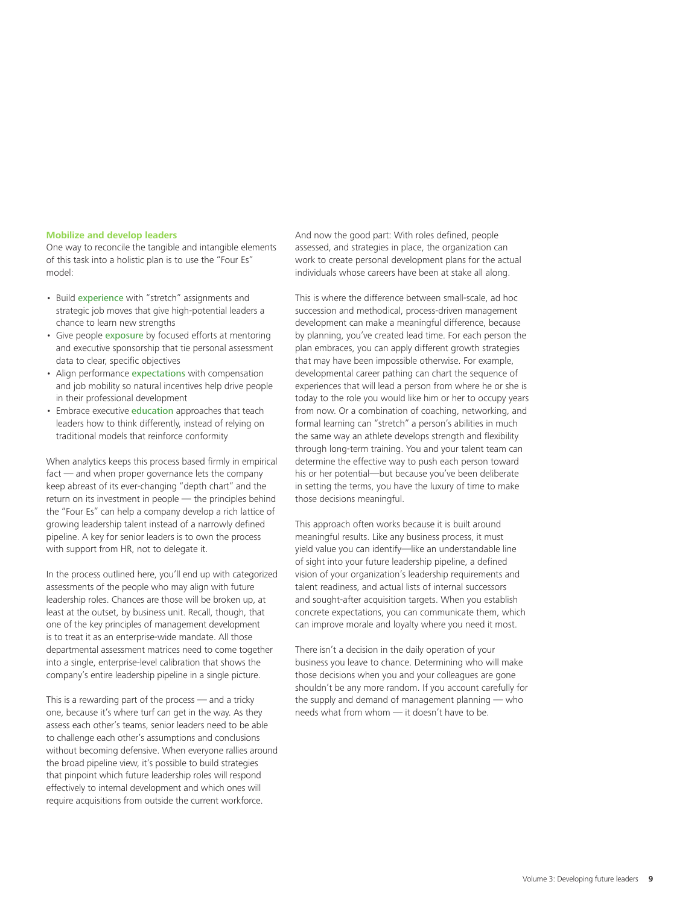### Mobilize and develop leaders

One way to reconcile the tangible and intangible elements of this task into a holistic plan is to use the "Four Es" model:

- Build **experience** with "stretch" assignments and strategic job moves that give high-potential leaders a chance to learn new strengths
- Give people **exposure** by focused efforts at mentoring and executive sponsorship that tie personal assessment data to clear, specific objectives
- Align performance **expectations** with compensation and job mobility so natural incentives help drive people in their professional development
- Embrace executive **education** approaches that teach leaders how to think differently, instead of relying on traditional models that reinforce conformity

When analytics keeps this process based firmly in empirical fact — and when proper governance lets the company keep abreast of its ever-changing "depth chart" and the return on its investment in people — the principles behind the "Four Es" can help a company develop a rich lattice of growing leadership talent instead of a narrowly defined pipeline. A key for senior leaders is to own the process with support from HR, not to delegate it.

In the process outlined here, you'll end up with categorized assessments of the people who may align with future leadership roles. Chances are those will be broken up, at least at the outset, by business unit. Recall, though, that one of the key principles of management development is to treat it as an enterprise-wide mandate. All those departmental assessment matrices need to come together into a single, enterprise-level calibration that shows the company's entire leadership pipeline in a single picture.

This is a rewarding part of the process — and a tricky one, because it's where turf can get in the way. As they assess each other's teams, senior leaders need to be able to challenge each other's assumptions and conclusions without becoming defensive. When everyone rallies around the broad pipeline view, it's possible to build strategies that pinpoint which future leadership roles will respond effectively to internal development and which ones will require acquisitions from outside the current workforce.

And now the good part: With roles defined, people assessed, and strategies in place, the organization can work to create personal development plans for the actual individuals whose careers have been at stake all along.

This is where the difference between small-scale, ad hoc succession and methodical, process-driven management development can make a meaningful difference, because by planning, you've created lead time. For each person the plan embraces, you can apply different growth strategies that may have been impossible otherwise. For example, developmental career pathing can chart the sequence of experiences that will lead a person from where he or she is today to the role you would like him or her to occupy years from now. Or a combination of coaching, networking, and formal learning can "stretch" a person's abilities in much the same way an athlete develops strength and flexibility through long-term training. You and your talent team can determine the effective way to push each person toward his or her potential—but because you've been deliberate in setting the terms, you have the luxury of time to make those decisions meaningful.

This approach often works because it is built around meaningful results. Like any business process, it must yield value you can identify—like an understandable line of sight into your future leadership pipeline, a defined vision of your organization's leadership requirements and talent readiness, and actual lists of internal successors and sought-after acquisition targets. When you establish concrete expectations, you can communicate them, which can improve morale and loyalty where you need it most.

There isn't a decision in the daily operation of your business you leave to chance. Determining who will make those decisions when you and your colleagues are gone shouldn't be any more random. If you account carefully for the supply and demand of management planning — who needs what from whom — it doesn't have to be.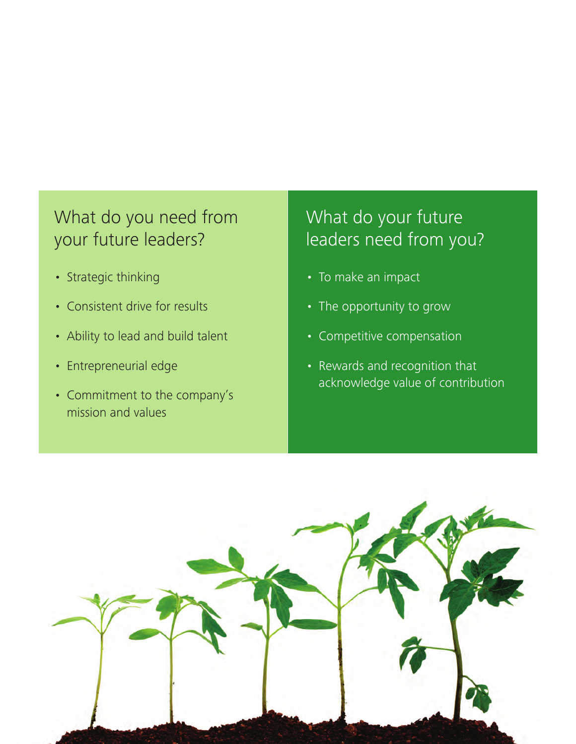## What do you need from your future leaders?

- Strategic thinking
- Consistent drive for results
- Ability to lead and build talent
- Entrepreneurial edge
- Commitment to the company's mission and values

## What do your future leaders need from you?

- To make an impact
- The opportunity to grow
- Competitive compensation
- Rewards and recognition that acknowledge value of contribution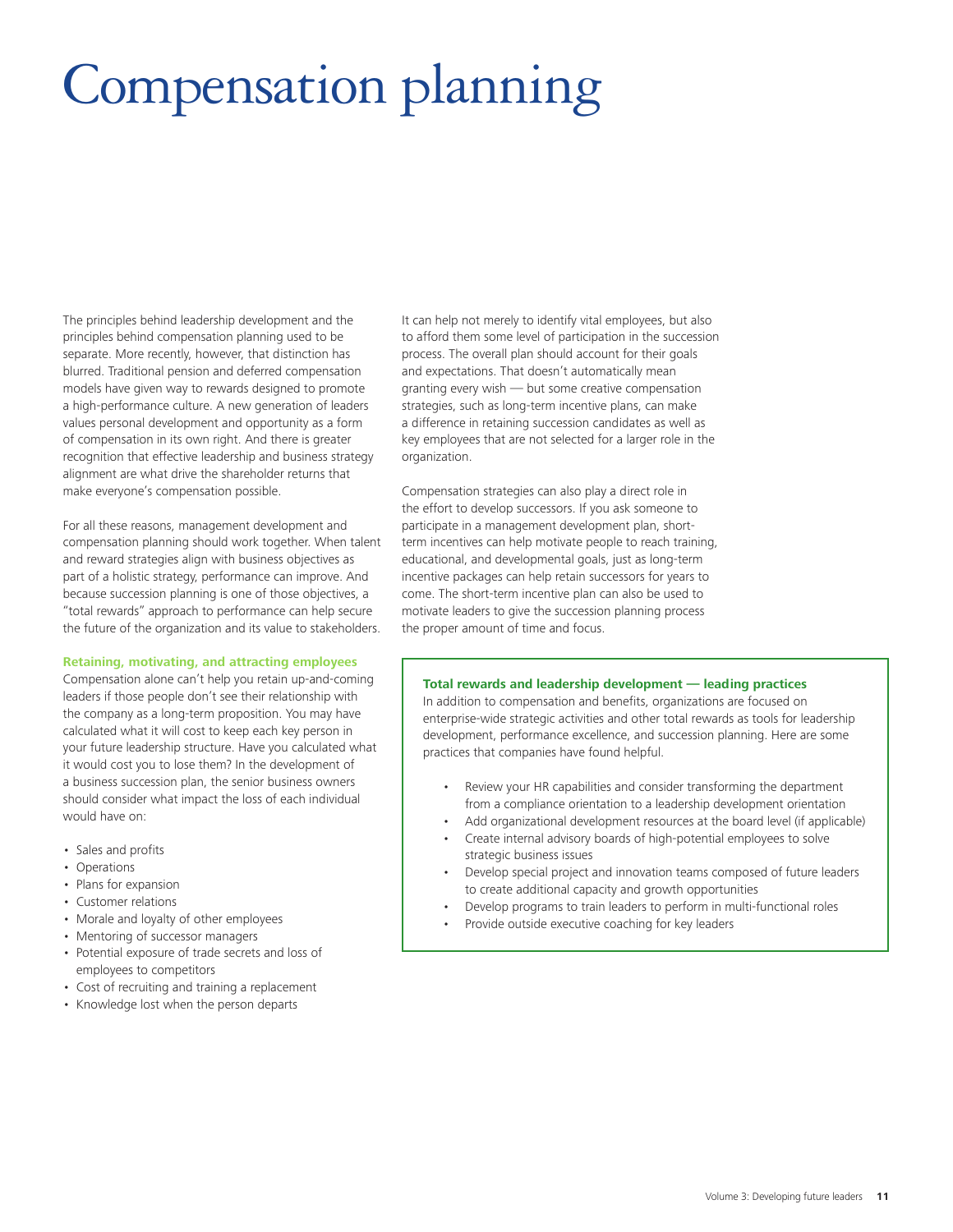# Compensation planning

The principles behind leadership development and the principles behind compensation planning used to be separate. More recently, however, that distinction has blurred. Traditional pension and deferred compensation models have given way to rewards designed to promote a high-performance culture. A new generation of leaders values personal development and opportunity as a form of compensation in its own right. And there is greater recognition that effective leadership and business strategy alignment are what drive the shareholder returns that make everyone's compensation possible.

For all these reasons, management development and compensation planning should work together. When talent and reward strategies align with business objectives as part of a holistic strategy, performance can improve. And because succession planning is one of those objectives, a "total rewards" approach to performance can help secure the future of the organization and its value to stakeholders.

**Retaining, motivating, and attracting employees**

Compensation alone can't help you retain up-and-coming leaders if those people don't see their relationship with the company as a long-term proposition. You may have calculated what it will cost to keep each key person in your future leadership structure. Have you calculated what it would cost you to lose them? In the development of a business succession plan, the senior business owners should consider what impact the loss of each individual would have on:

- Sales and profits
- Operations
- Plans for expansion
- Customer relations
- Morale and loyalty of other employees
- Mentoring of successor managers
- Potential exposure of trade secrets and loss of employees to competitors
- Cost of recruiting and training a replacement
- Knowledge lost when the person departs

It can help not merely to identify vital employees, but also to afford them some level of participation in the succession process. The overall plan should account for their goals and expectations. That doesn't automatically mean granting every wish — but some creative compensation strategies, such as long-term incentive plans, can make a difference in retaining succession candidates as well as key employees that are not selected for a larger role in the organization.

Compensation strategies can also play a direct role in the effort to develop successors. If you ask someone to participate in a management development plan, short-term incentives can help motivate people to reach training, educational, and developmental goals, just as long-term incentive packages can help retain successors for years to come. The short-term incentive plan can also be used to motivate leaders to give the succession planning process the proper amount of time and focus.

**Total rewards and leadership development — leading practices**

In addition to compensation and benefits, organizations are focused on enterprise-wide strategic activities and other total rewards as tools for leadership development, performance excellence, and succession planning. Here are some practices that companies have found helpful.

- Review your HR capabilities and consider transforming the department from a compliance orientation to a leadership development orientation
- Add organizational development resources at the board level (if applicable)
- Create internal advisory boards of high-potential employees to solve strategic business issues
- Develop special project and innovation teams composed of future leaders to create additional capacity and growth opportunities
- Develop programs to train leaders to perform in multi-functional roles
- Provide outside executive coaching for key leaders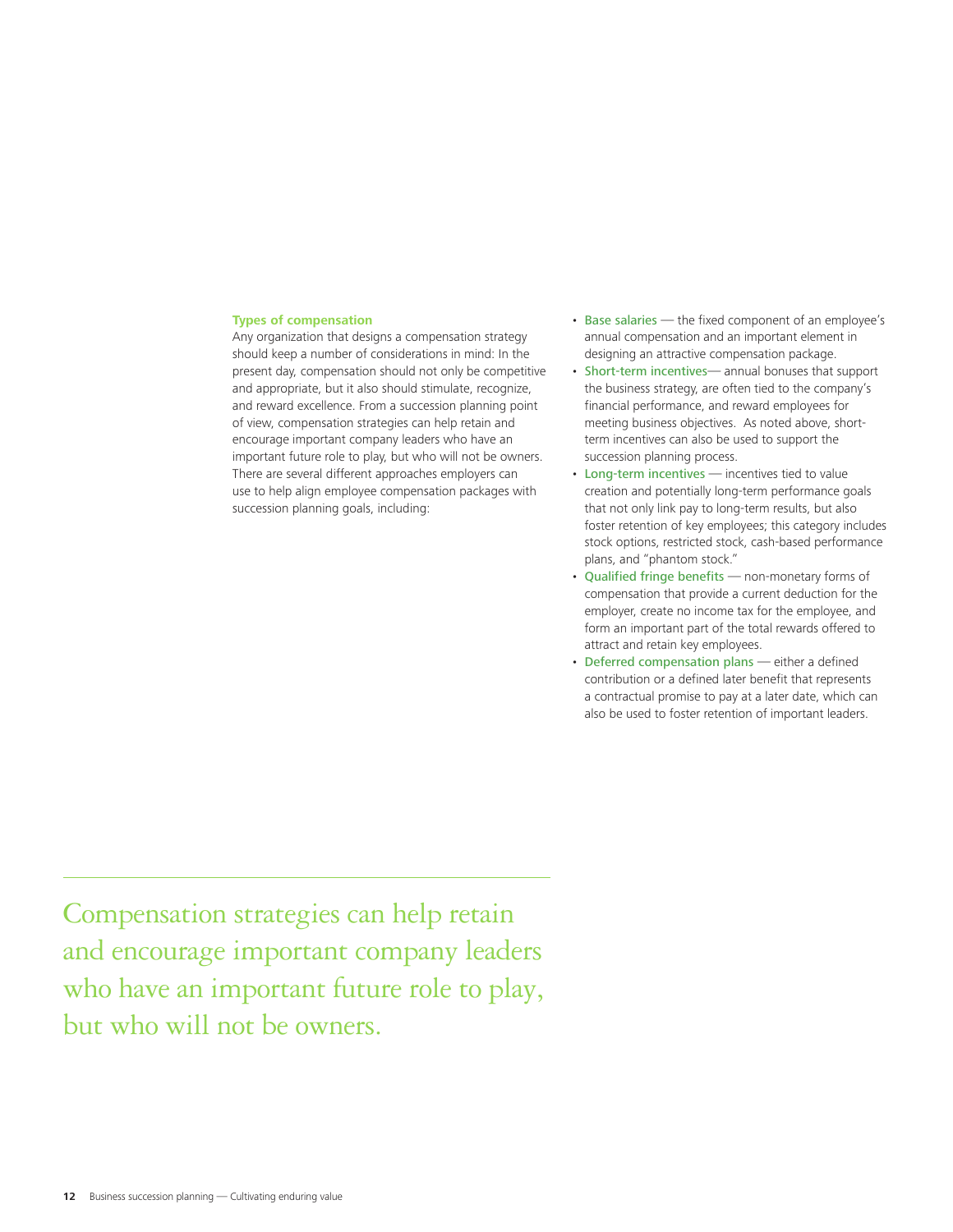### Types of compensation

Any organization that designs a compensation strategy should keep a number of considerations in mind: In the present day, compensation should not only be competitive and appropriate, but it also should stimulate, recognize, and reward excellence. From a succession planning point of view, compensation strategies can help retain and encourage important company leaders who have an important future role to play, but who will not be owners. There are several different approaches employers can use to help align employee compensation packages with succession planning goals, including:

- **Base salaries** — the fixed component of an employee's annual compensation and an important element in designing an attractive compensation package.
- **Short-term incentives**— annual bonuses that support the business strategy, are often tied to the company's financial performance, and reward employees for meeting business objectives. As noted above, short-term incentives can also be used to support the succession planning process.
- **Long-term incentives** — incentives tied to value creation and potentially long-term performance goals that not only link pay to long-term results, but also foster retention of key employees; this category includes stock options, restricted stock, cash-based performance plans, and "phantom stock."
- **Qualified fringe benefits** — non-monetary forms of compensation that provide a current deduction for the employer, create no income tax for the employee, and form an important part of the total rewards offered to attract and retain key employees.
- **Deferred compensation plans** — either a defined contribution or a defined later benefit that represents a contractual promise to pay at a later date, which can also be used to foster retention of important leaders.

Compensation strategies can help retain and encourage important company leaders who have an important future role to play, but who will not be owners.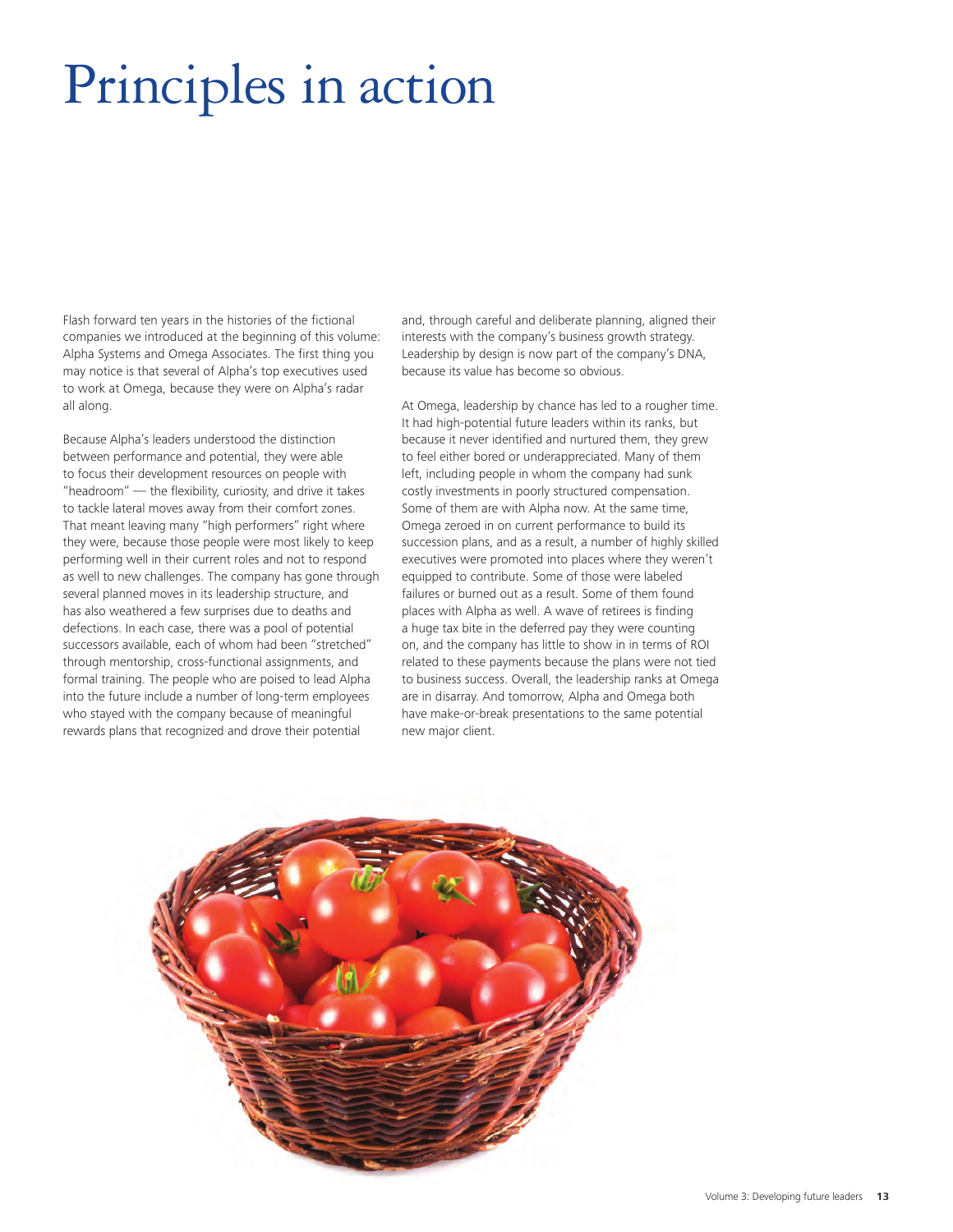# Principles in action

Flash forward ten years in the histories of the fictional companies we introduced at the beginning of this volume: Alpha Systems and Omega Associates. The first thing you may notice is that several of Alpha's top executives used to work at Omega, because they were on Alpha's radar all along.

Because Alpha's leaders understood the distinction between performance and potential, they were able to focus their development resources on people with "headroom" — the flexibility, curiosity, and drive it takes to tackle lateral moves away from their comfort zones. That meant leaving many "high performers" right where they were, because those people were most likely to keep performing well in their current roles and not to respond as well to new challenges. The company has gone through several planned moves in its leadership structure, and has also weathered a few surprises due to deaths and defections. In each case, there was a pool of potential successors available, each of whom had been "stretched" through mentorship, cross-functional assignments, and formal training. The people who are poised to lead Alpha into the future include a number of long-term employees who stayed with the company because of meaningful rewards plans that recognized and drove their potential and, through careful and deliberate planning, aligned their interests with the company's business growth strategy. Leadership by design is now part of the company's DNA, because its value has become so obvious.

At Omega, leadership by chance has led to a rougher time. It had high-potential future leaders within its ranks, but because it never identified and nurtured them, they grew to feel either bored or underappreciated. Many of them left, including people in whom the company had sunk costly investments in poorly structured compensation. Some of them are with Alpha now. At the same time, Omega zeroed in on current performance to build its succession plans, and as a result, a number of highly skilled executives were promoted into places where they weren't equipped to contribute. Some of those were labeled failures or burned out as a result. Some of them found places with Alpha as well. A wave of retirees is finding a huge tax bite in the deferred pay they were counting on, and the company has little to show in terms of ROI related to these payments because the plans were not tied to business success. Overall, the leadership ranks at Omega are in disarray. And tomorrow, Alpha and Omega both have make-or-break presentations to the same potential new major client.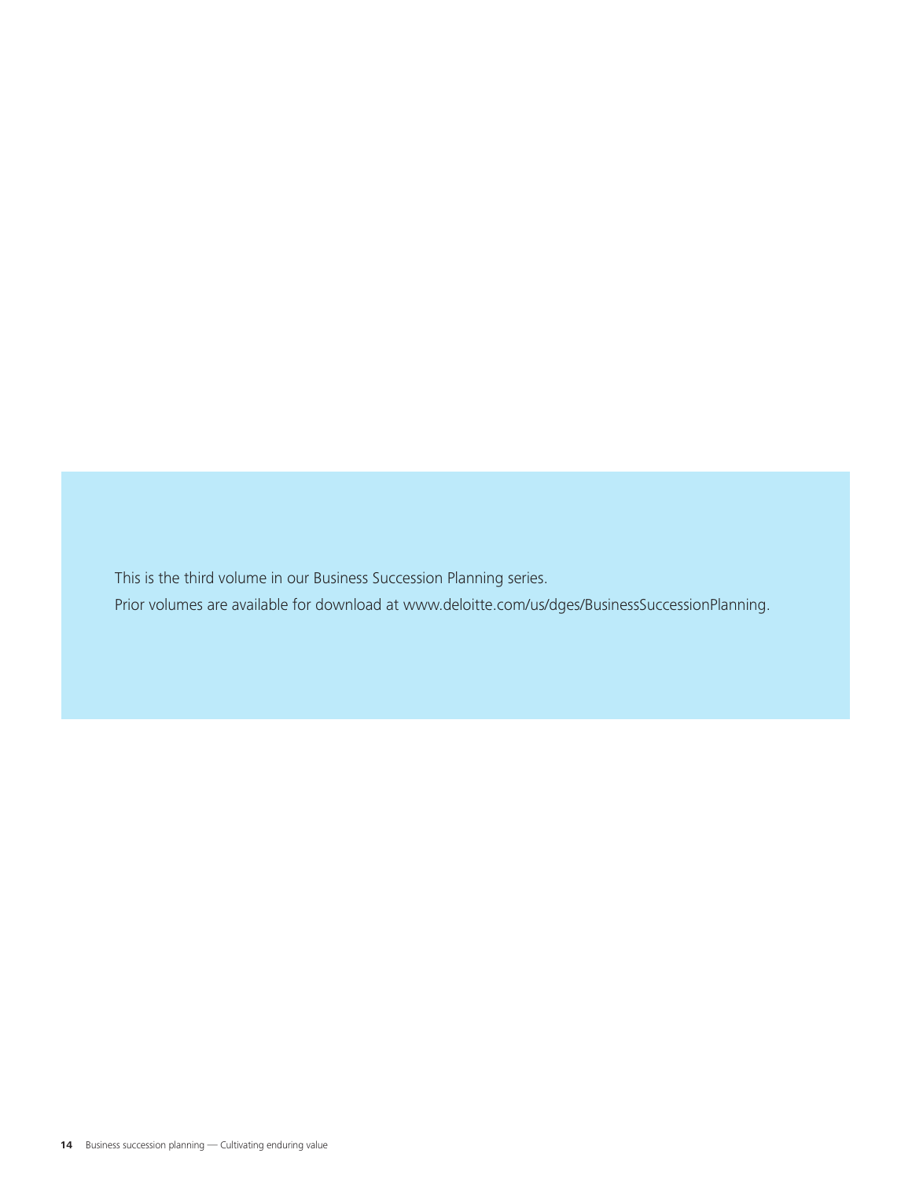This is the third volume in our Business Succession Planning series.
Prior volumes are available for download at www.deloitte.com/us/dges/BusinessSuccessionPlanning.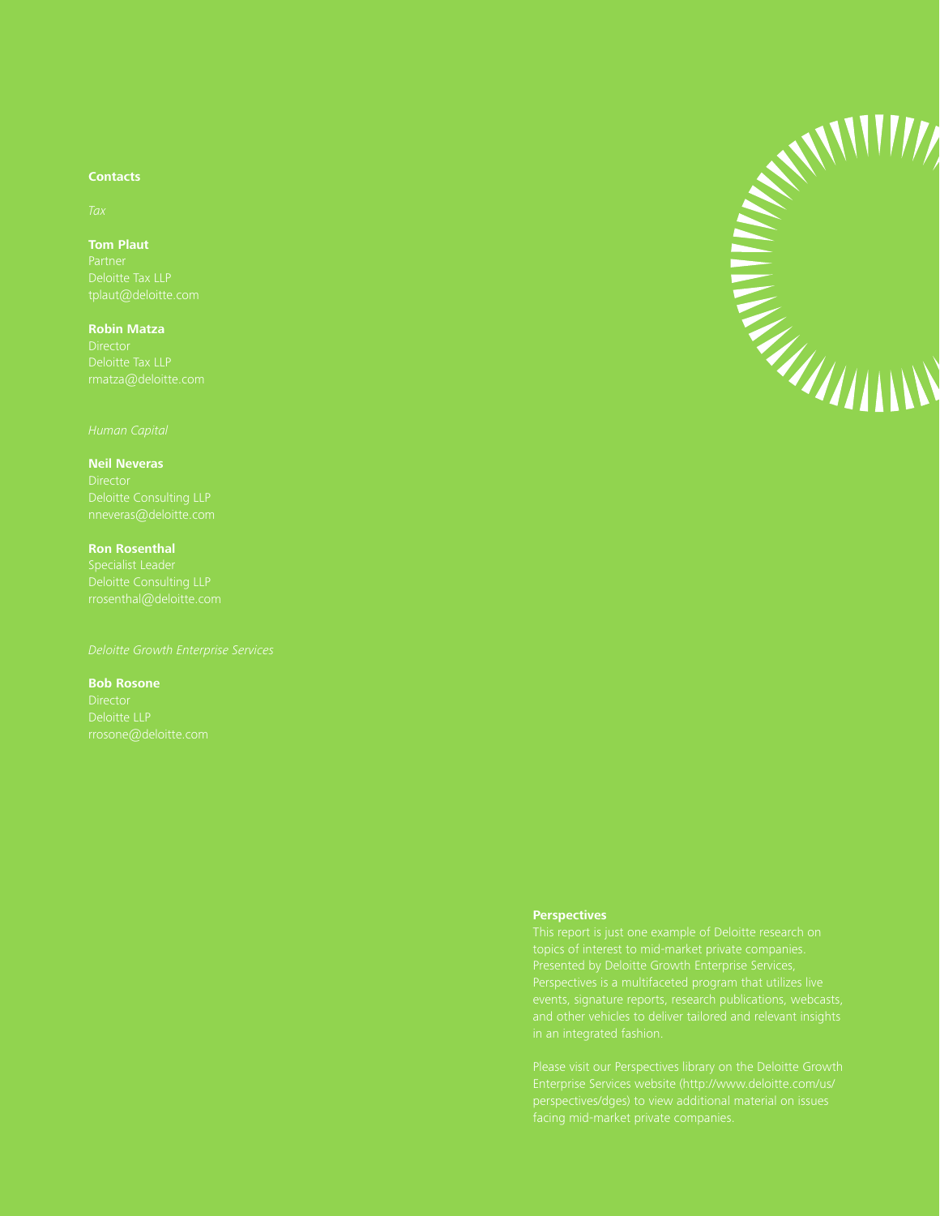## Contacts

*Tax*

**Tom Plaut**
Partner
Deloitte Tax LLP
tplaut@deloitte.com

**Robin Matza**
Director
Deloitte Tax LLP
rmatza@deloitte.com

*Human Capital*

**Neil Neveras**
Director
Deloitte Consulting LLP
nneveras@deloitte.com

**Ron Rosenthal**
Specialist Leader
Deloitte Consulting LLP
rrosenthal@deloitte.com

*Deloitte Growth Enterprise Services*

**Bob Rosone**
Director
Deloitte LLP
rrosone@deloitte.com

## Perspectives

This report is just one example of Deloitte research on topics of interest to mid-market private companies. Presented by Deloitte Growth Enterprise Services, Perspectives is a multifaceted program that utilizes live events, signature reports, research publications, webcasts, and other vehicles to deliver tailored and relevant insights in an integrated fashion.

Please visit our Perspectives library on the Deloitte Growth Enterprise Services website (http://www.deloitte.com/us/perspectives/dges) to view additional material on issues facing mid-market private companies.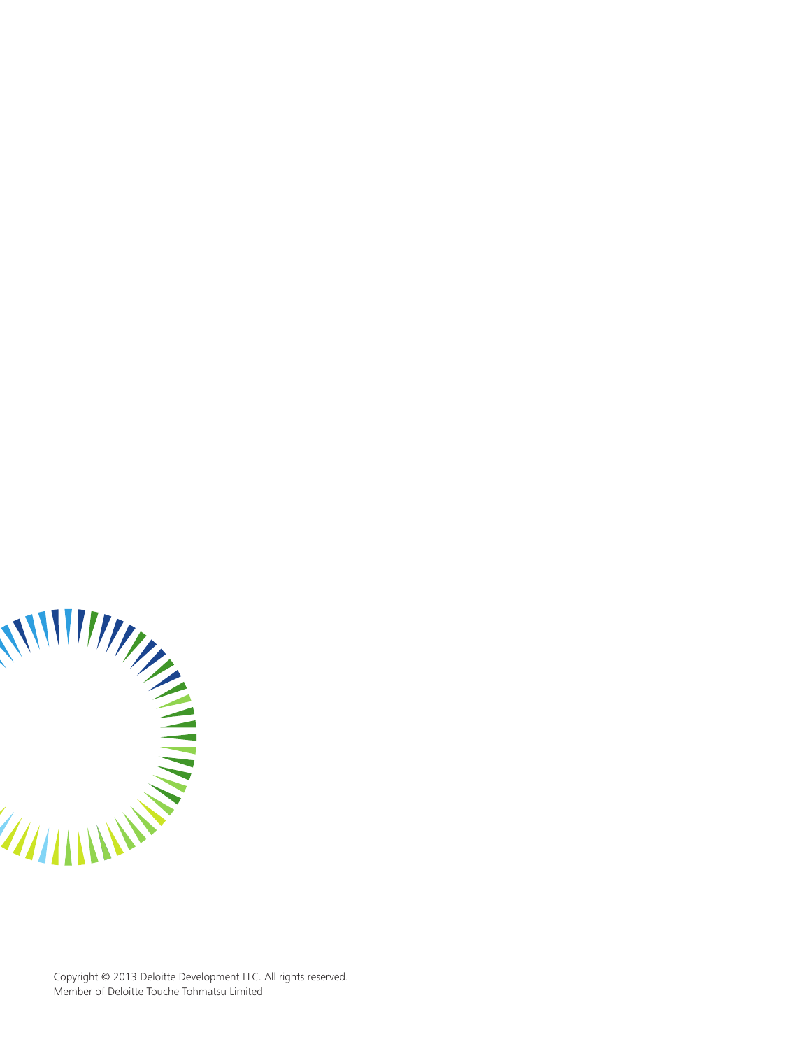Copyright © 2013 Deloitte Development LLC. All rights reserved.
Member of Deloitte Touche Tohmatsu Limited